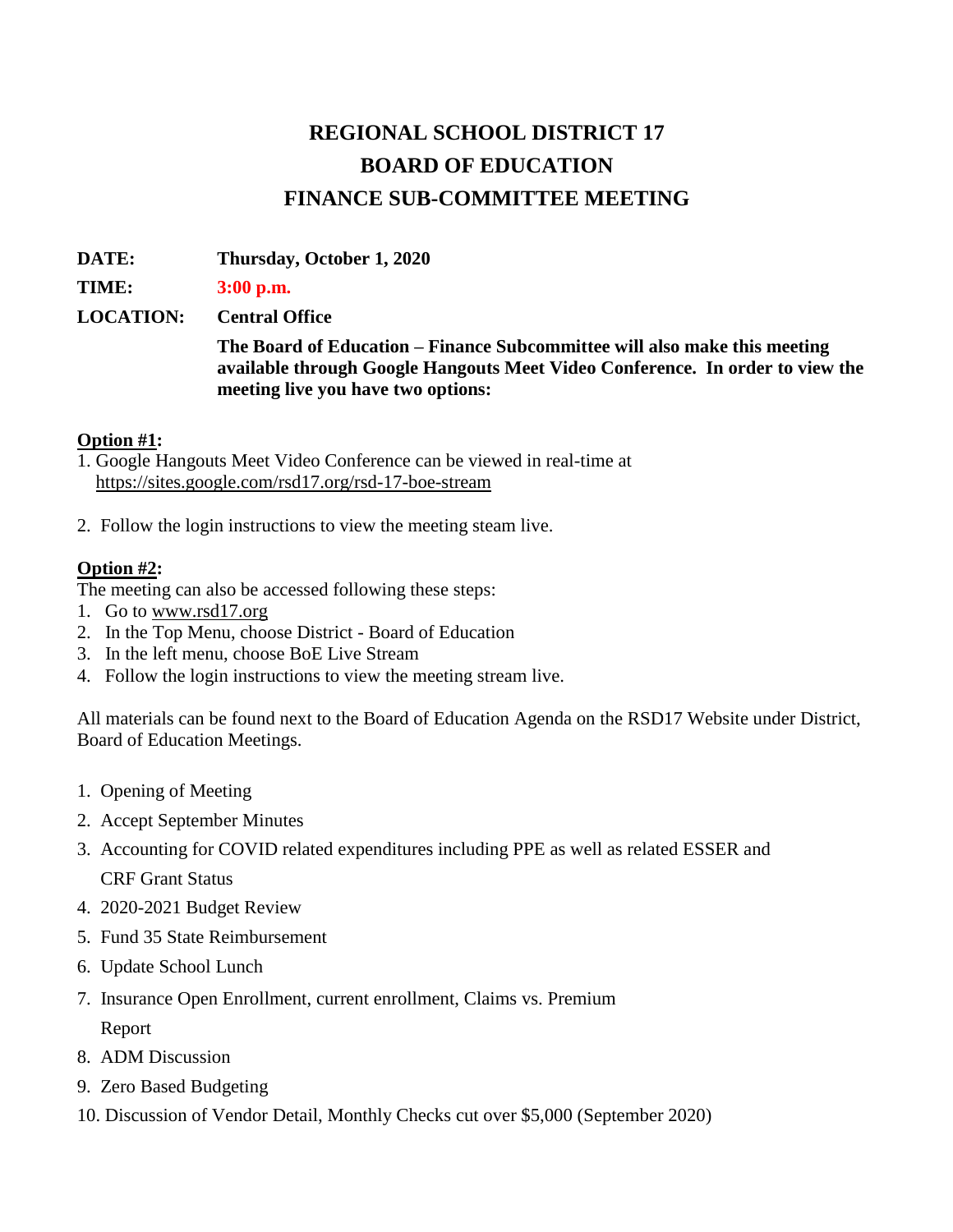# REGIONAL SCHOOL DISTRICT 17
# BOARD OF EDUCATION
# FINANCE SUB-COMMITTEE MEETING

**DATE:** **Thursday, October 1, 2020**

**TIME:** **3:00 p.m.**

**LOCATION:** **Central Office**

**The Board of Education – Finance Subcommittee will also make this meeting available through Google Hangouts Meet Video Conference. In order to view the meeting live you have two options:**

**Option #1:**

1. Google Hangouts Meet Video Conference can be viewed in real-time at https://sites.google.com/rsd17.org/rsd-17-boe-stream
2. Follow the login instructions to view the meeting steam live.

**Option #2:**

The meeting can also be accessed following these steps:

1. Go to www.rsd17.org
2. In the Top Menu, choose District - Board of Education
3. In the left menu, choose BoE Live Stream
4. Follow the login instructions to view the meeting stream live.

All materials can be found next to the Board of Education Agenda on the RSD17 Website under District, Board of Education Meetings.

1. Opening of Meeting
2. Accept September Minutes
3. Accounting for COVID related expenditures including PPE as well as related ESSER and CRF Grant Status
4. 2020-2021 Budget Review
5. Fund 35 State Reimbursement
6. Update School Lunch
7. Insurance Open Enrollment, current enrollment, Claims vs. Premium Report
8. ADM Discussion
9. Zero Based Budgeting
10. Discussion of Vendor Detail, Monthly Checks cut over $5,000 (September 2020)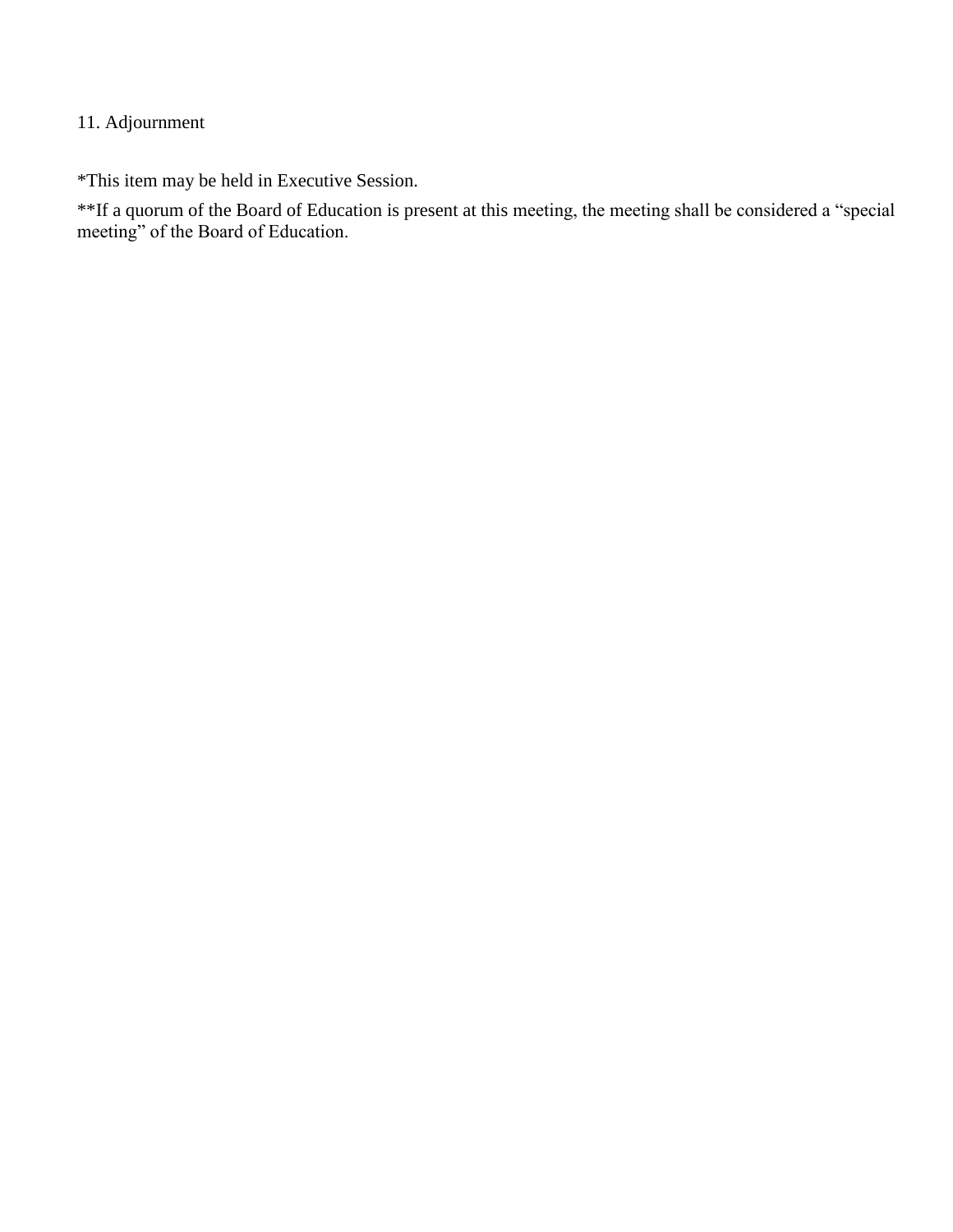11. Adjournment

*This item may be held in Executive Session.

**If a quorum of the Board of Education is present at this meeting, the meeting shall be considered a “special meeting” of the Board of Education.